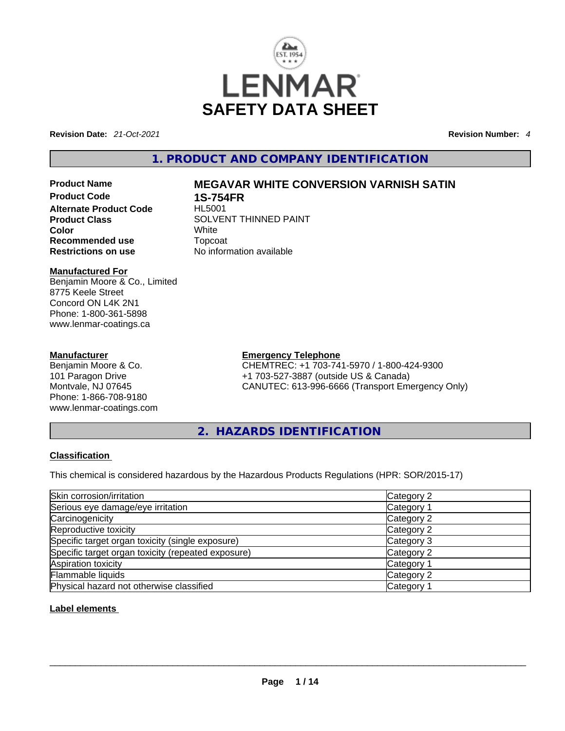LENMAR

# SAFETY DATA SHEET

**Revision Date:** *21-Oct-2021* **Revision Number:** *4*

## 1. PRODUCT AND COMPANY IDENTIFICATION

**Product Name** **MEGAVAR WHITE CONVERSION VARNISH SATIN**
**Product Code** **1S-754FR**
**Alternate Product Code** HL5001
**Product Class** SOLVENT THINNED PAINT
**Color** White
**Recommended use** Topcoat
**Restrictions on use** No information available

**Manufactured For**
Benjamin Moore & Co., Limited
8775 Keele Street
Concord ON L4K 2N1
Phone: 1-800-361-5898
www.lenmar-coatings.ca

**Manufacturer**
Benjamin Moore & Co.
101 Paragon Drive
Montvale, NJ 07645
Phone: 1-866-708-9180
www.lenmar-coatings.com

**Emergency Telephone**
CHEMTREC: +1 703-741-5970 / 1-800-424-9300
+1 703-527-3887 (outside US & Canada)
CANUTEC: 613-996-6666 (Transport Emergency Only)

## 2. HAZARDS IDENTIFICATION

**Classification**

This chemical is considered hazardous by the Hazardous Products Regulations (HPR: SOR/2015-17)

| Hazard | Category |
|---|---|
| Skin corrosion/irritation | Category 2 |
| Serious eye damage/eye irritation | Category 1 |
| Carcinogenicity | Category 2 |
| Reproductive toxicity | Category 2 |
| Specific target organ toxicity (single exposure) | Category 3 |
| Specific target organ toxicity (repeated exposure) | Category 2 |
| Aspiration toxicity | Category 1 |
| Flammable liquids | Category 2 |
| Physical hazard not otherwise classified | Category 1 |

**Label elements**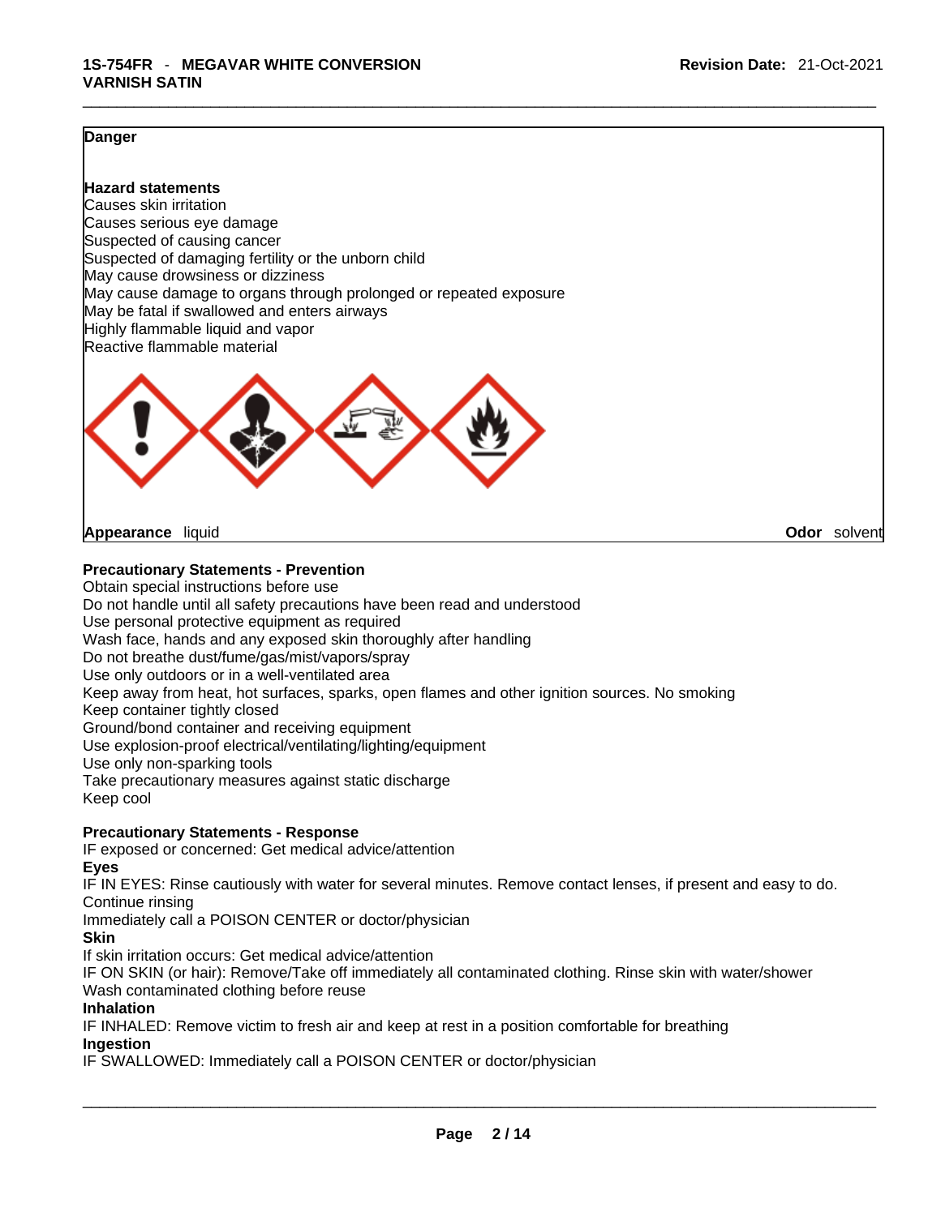**Danger**

**Hazard statements**
Causes skin irritation
Causes serious eye damage
Suspected of causing cancer
Suspected of damaging fertility or the unborn child
May cause drowsiness or dizziness
May cause damage to organs through prolonged or repeated exposure
May be fatal if swallowed and enters airways
Highly flammable liquid and vapor
Reactive flammable material

**Appearance** liquid **Odor** solvent

**Precautionary Statements - Prevention**
Obtain special instructions before use
Do not handle until all safety precautions have been read and understood
Use personal protective equipment as required
Wash face, hands and any exposed skin thoroughly after handling
Do not breathe dust/fume/gas/mist/vapors/spray
Use only outdoors or in a well-ventilated area
Keep away from heat, hot surfaces, sparks, open flames and other ignition sources. No smoking
Keep container tightly closed
Ground/bond container and receiving equipment
Use explosion-proof electrical/ventilating/lighting/equipment
Use only non-sparking tools
Take precautionary measures against static discharge
Keep cool

**Precautionary Statements - Response**
IF exposed or concerned: Get medical advice/attention

**Eyes**
IF IN EYES: Rinse cautiously with water for several minutes. Remove contact lenses, if present and easy to do. Continue rinsing
Immediately call a POISON CENTER or doctor/physician

**Skin**
If skin irritation occurs: Get medical advice/attention
IF ON SKIN (or hair): Remove/Take off immediately all contaminated clothing. Rinse skin with water/shower
Wash contaminated clothing before reuse

**Inhalation**
IF INHALED: Remove victim to fresh air and keep at rest in a position comfortable for breathing

**Ingestion**
IF SWALLOWED: Immediately call a POISON CENTER or doctor/physician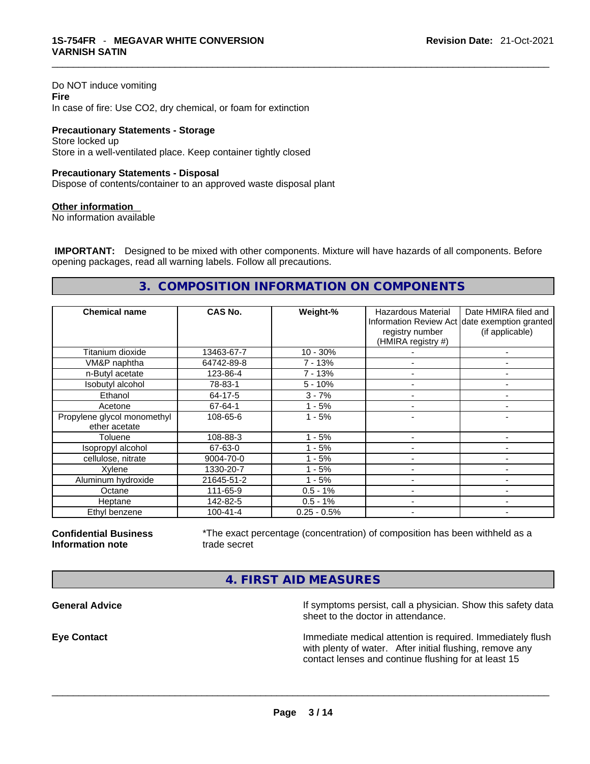Do NOT induce vomiting

**Fire**

In case of fire: Use CO2, dry chemical, or foam for extinction

**Precautionary Statements - Storage**

Store locked up

Store in a well-ventilated place. Keep container tightly closed

**Precautionary Statements - Disposal**

Dispose of contents/container to an approved waste disposal plant

**Other information**

No information available

**IMPORTANT:** Designed to be mixed with other components. Mixture will have hazards of all components. Before opening packages, read all warning labels. Follow all precautions.

## 3. COMPOSITION INFORMATION ON COMPONENTS

| Chemical name | CAS No. | Weight-% | Hazardous Material Information Review Act registry number (HMIRA registry #) | Date HMIRA filed and date exemption granted (if applicable) |
|---|---|---|---|---|
| Titanium dioxide | 13463-67-7 | 10 - 30% | - | - |
| VM&P naphtha | 64742-89-8 | 7 - 13% | - | - |
| n-Butyl acetate | 123-86-4 | 7 - 13% | - | - |
| Isobutyl alcohol | 78-83-1 | 5 - 10% | - | - |
| Ethanol | 64-17-5 | 3 - 7% | - | - |
| Acetone | 67-64-1 | 1 - 5% | - | - |
| Propylene glycol monomethyl ether acetate | 108-65-6 | 1 - 5% | - | - |
| Toluene | 108-88-3 | 1 - 5% | - | - |
| Isopropyl alcohol | 67-63-0 | 1 - 5% | - | - |
| cellulose, nitrate | 9004-70-0 | 1 - 5% | - | - |
| Xylene | 1330-20-7 | 1 - 5% | - | - |
| Aluminum hydroxide | 21645-51-2 | 1 - 5% | - | - |
| Octane | 111-65-9 | 0.5 - 1% | - | - |
| Heptane | 142-82-5 | 0.5 - 1% | - | - |
| Ethyl benzene | 100-41-4 | 0.25 - 0.5% | - | - |

**Confidential Business Information note**

*The exact percentage (concentration) of composition has been withheld as a trade secret

## 4. FIRST AID MEASURES

**General Advice**

If symptoms persist, call a physician. Show this safety data sheet to the doctor in attendance.

**Eye Contact**

Immediate medical attention is required. Immediately flush with plenty of water. After initial flushing, remove any contact lenses and continue flushing for at least 15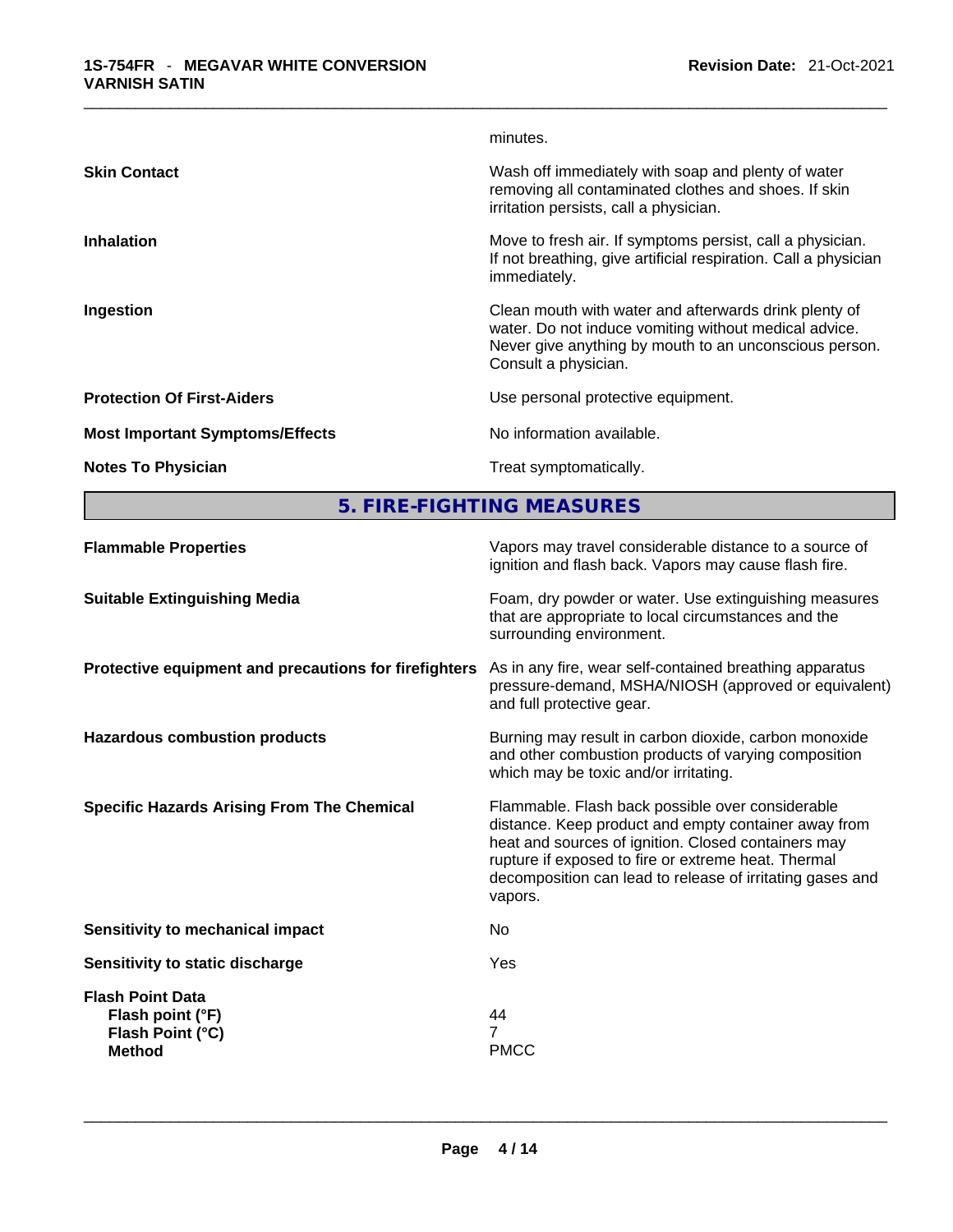minutes.

| | |
|---|---|
| **Skin Contact** | Wash off immediately with soap and plenty of water removing all contaminated clothes and shoes. If skin irritation persists, call a physician. |
| **Inhalation** | Move to fresh air. If symptoms persist, call a physician. If not breathing, give artificial respiration. Call a physician immediately. |
| **Ingestion** | Clean mouth with water and afterwards drink plenty of water. Do not induce vomiting without medical advice. Never give anything by mouth to an unconscious person. Consult a physician. |
| **Protection Of First-Aiders** | Use personal protective equipment. |
| **Most Important Symptoms/Effects** | No information available. |
| **Notes To Physician** | Treat symptomatically. |

## 5. FIRE-FIGHTING MEASURES

| | |
|---|---|
| **Flammable Properties** | Vapors may travel considerable distance to a source of ignition and flash back. Vapors may cause flash fire. |
| **Suitable Extinguishing Media** | Foam, dry powder or water. Use extinguishing measures that are appropriate to local circumstances and the surrounding environment. |
| **Protective equipment and precautions for firefighters** | As in any fire, wear self-contained breathing apparatus pressure-demand, MSHA/NIOSH (approved or equivalent) and full protective gear. |
| **Hazardous combustion products** | Burning may result in carbon dioxide, carbon monoxide and other combustion products of varying composition which may be toxic and/or irritating. |
| **Specific Hazards Arising From The Chemical** | Flammable. Flash back possible over considerable distance. Keep product and empty container away from heat and sources of ignition. Closed containers may rupture if exposed to fire or extreme heat. Thermal decomposition can lead to release of irritating gases and vapors. |
| **Sensitivity to mechanical impact** | No |
| **Sensitivity to static discharge** | Yes |

**Flash Point Data**

| | |
|---|---|
| **Flash point (°F)** | 44 |
| **Flash Point (°C)** | 7 |
| **Method** | PMCC |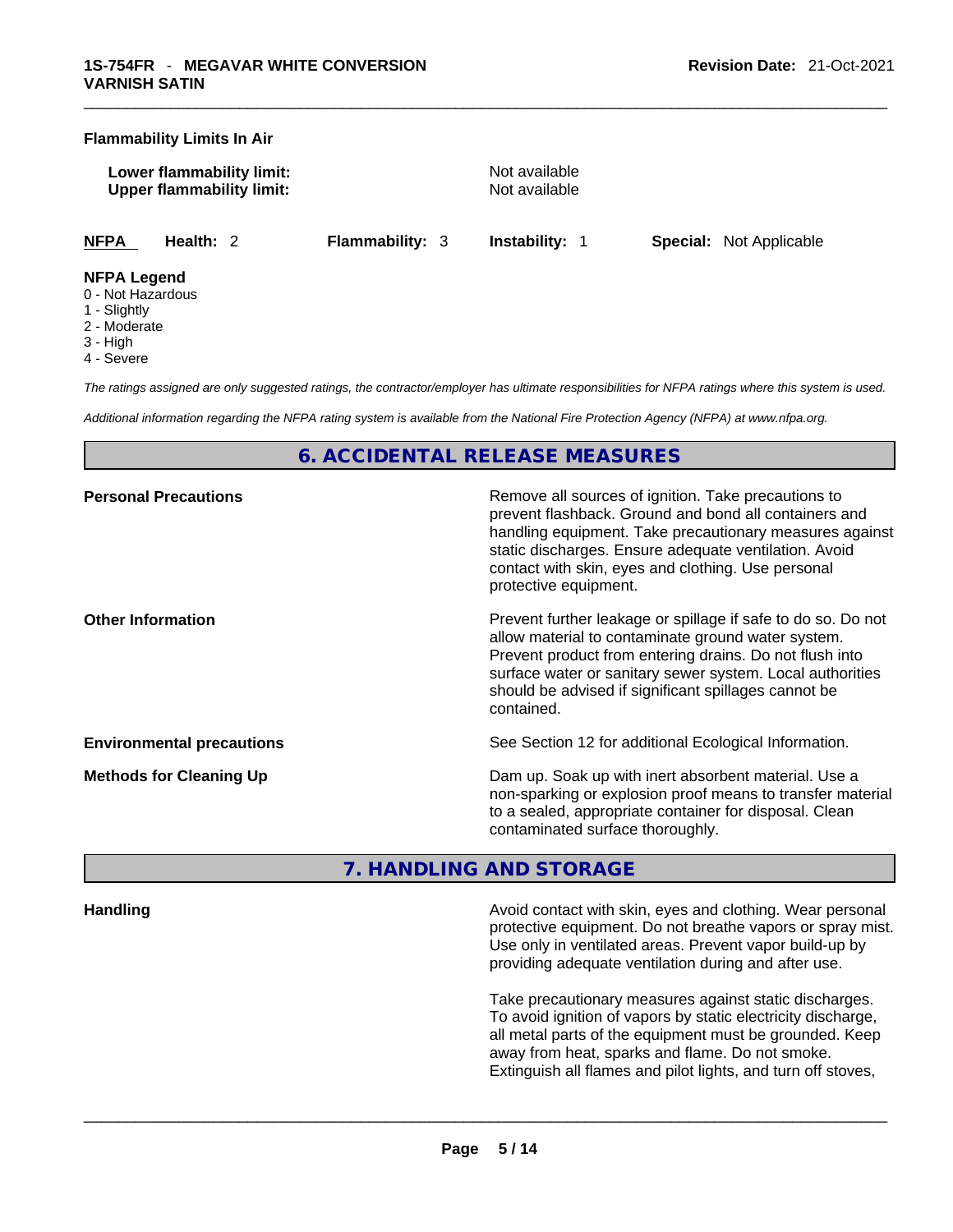**Flammability Limits In Air**

| | |
|---|---|
| **Lower flammability limit:** | Not available |
| **Upper flammability limit:** | Not available |

| **NFPA** | **Health:** 2 | **Flammability:** 3 | **Instability:** 1 | **Special:** Not Applicable |
|---|---|---|---|---|

**NFPA Legend**

0 - Not Hazardous
1 - Slightly
2 - Moderate
3 - High
4 - Severe

*The ratings assigned are only suggested ratings, the contractor/employer has ultimate responsibilities for NFPA ratings where this system is used.*

*Additional information regarding the NFPA rating system is available from the National Fire Protection Agency (NFPA) at www.nfpa.org.*

## 6. ACCIDENTAL RELEASE MEASURES

| | |
|---|---|
| **Personal Precautions** | Remove all sources of ignition. Take precautions to prevent flashback. Ground and bond all containers and handling equipment. Take precautionary measures against static discharges. Ensure adequate ventilation. Avoid contact with skin, eyes and clothing. Use personal protective equipment. |
| **Other Information** | Prevent further leakage or spillage if safe to do so. Do not allow material to contaminate ground water system. Prevent product from entering drains. Do not flush into surface water or sanitary sewer system. Local authorities should be advised if significant spillages cannot be contained. |
| **Environmental precautions** | See Section 12 for additional Ecological Information. |
| **Methods for Cleaning Up** | Dam up. Soak up with inert absorbent material. Use a non-sparking or explosion proof means to transfer material to a sealed, appropriate container for disposal. Clean contaminated surface thoroughly. |

## 7. HANDLING AND STORAGE

**Handling**

Avoid contact with skin, eyes and clothing. Wear personal protective equipment. Do not breathe vapors or spray mist. Use only in ventilated areas. Prevent vapor build-up by providing adequate ventilation during and after use.

Take precautionary measures against static discharges. To avoid ignition of vapors by static electricity discharge, all metal parts of the equipment must be grounded. Keep away from heat, sparks and flame. Do not smoke. Extinguish all flames and pilot lights, and turn off stoves,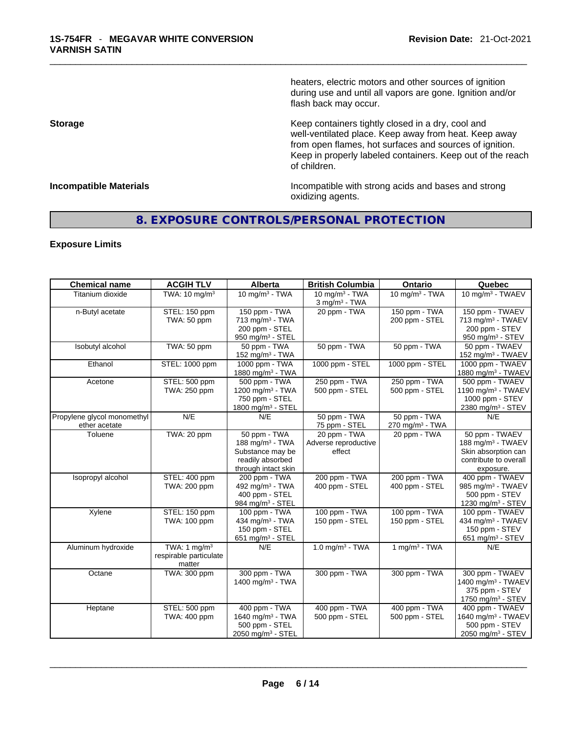heaters, electric motors and other sources of ignition during use and until all vapors are gone. Ignition and/or flash back may occur.

**Storage**

Keep containers tightly closed in a dry, cool and well-ventilated place. Keep away from heat. Keep away from open flames, hot surfaces and sources of ignition. Keep in properly labeled containers. Keep out of the reach of children.

**Incompatible Materials**

Incompatible with strong acids and bases and strong oxidizing agents.

## 8. EXPOSURE CONTROLS/PERSONAL PROTECTION

### Exposure Limits

| Chemical name | ACGIH TLV | Alberta | British Columbia | Ontario | Quebec |
|---|---|---|---|---|---|
| Titanium dioxide | TWA: 10 mg/m³ | 10 mg/m³ - TWA | 10 mg/m³ - TWA<br>3 mg/m³ - TWA | 10 mg/m³ - TWA | 10 mg/m³ - TWAEV |
| n-Butyl acetate | STEL: 150 ppm<br>TWA: 50 ppm | 150 ppm - TWA<br>713 mg/m³ - TWA<br>200 ppm - STEL<br>950 mg/m³ - STEL | 20 ppm - TWA | 150 ppm - TWA<br>200 ppm - STEL | 150 ppm - TWAEV<br>713 mg/m³ - TWAEV<br>200 ppm - STEV<br>950 mg/m³ - STEV |
| Isobutyl alcohol | TWA: 50 ppm | 50 ppm - TWA<br>152 mg/m³ - TWA | 50 ppm - TWA | 50 ppm - TWA | 50 ppm - TWAEV<br>152 mg/m³ - TWAEV |
| Ethanol | STEL: 1000 ppm | 1000 ppm - TWA<br>1880 mg/m³ - TWA | 1000 ppm - STEL | 1000 ppm - STEL | 1000 ppm - TWAEV<br>1880 mg/m³ - TWAEV |
| Acetone | STEL: 500 ppm<br>TWA: 250 ppm | 500 ppm - TWA<br>1200 mg/m³ - TWA<br>750 ppm - STEL<br>1800 mg/m³ - STEL | 250 ppm - TWA<br>500 ppm - STEL | 250 ppm - TWA<br>500 ppm - STEL | 500 ppm - TWAEV<br>1190 mg/m³ - TWAEV<br>1000 ppm - STEV<br>2380 mg/m³ - STEV |
| Propylene glycol monomethyl ether acetate | N/E | N/E | 50 ppm - TWA<br>75 ppm - STEL | 50 ppm - TWA<br>270 mg/m³ - TWA | N/E |
| Toluene | TWA: 20 ppm | 50 ppm - TWA<br>188 mg/m³ - TWA<br>Substance may be readily absorbed through intact skin | 20 ppm - TWA<br>Adverse reproductive effect | 20 ppm - TWA | 50 ppm - TWAEV<br>188 mg/m³ - TWAEV<br>Skin absorption can contribute to overall exposure. |
| Isopropyl alcohol | STEL: 400 ppm<br>TWA: 200 ppm | 200 ppm - TWA<br>492 mg/m³ - TWA<br>400 ppm - STEL<br>984 mg/m³ - STEL | 200 ppm - TWA<br>400 ppm - STEL | 200 ppm - TWA<br>400 ppm - STEL | 400 ppm - TWAEV<br>985 mg/m³ - TWAEV<br>500 ppm - STEV<br>1230 mg/m³ - STEV |
| Xylene | STEL: 150 ppm<br>TWA: 100 ppm | 100 ppm - TWA<br>434 mg/m³ - TWA<br>150 ppm - STEL<br>651 mg/m³ - STEL | 100 ppm - TWA<br>150 ppm - STEL | 100 ppm - TWA<br>150 ppm - STEL | 100 ppm - TWAEV<br>434 mg/m³ - TWAEV<br>150 ppm - STEV<br>651 mg/m³ - STEV |
| Aluminum hydroxide | TWA: 1 mg/m³ respirable particulate matter | N/E | 1.0 mg/m³ - TWA | 1 mg/m³ - TWA | N/E |
| Octane | TWA: 300 ppm | 300 ppm - TWA<br>1400 mg/m³ - TWA | 300 ppm - TWA | 300 ppm - TWA | 300 ppm - TWAEV<br>1400 mg/m³ - TWAEV<br>375 ppm - STEV<br>1750 mg/m³ - STEV |
| Heptane | STEL: 500 ppm<br>TWA: 400 ppm | 400 ppm - TWA<br>1640 mg/m³ - TWA<br>500 ppm - STEL<br>2050 mg/m³ - STEL | 400 ppm - TWA<br>500 ppm - STEL | 400 ppm - TWA<br>500 ppm - STEL | 400 ppm - TWAEV<br>1640 mg/m³ - TWAEV<br>500 ppm - STEV<br>2050 mg/m³ - STEV |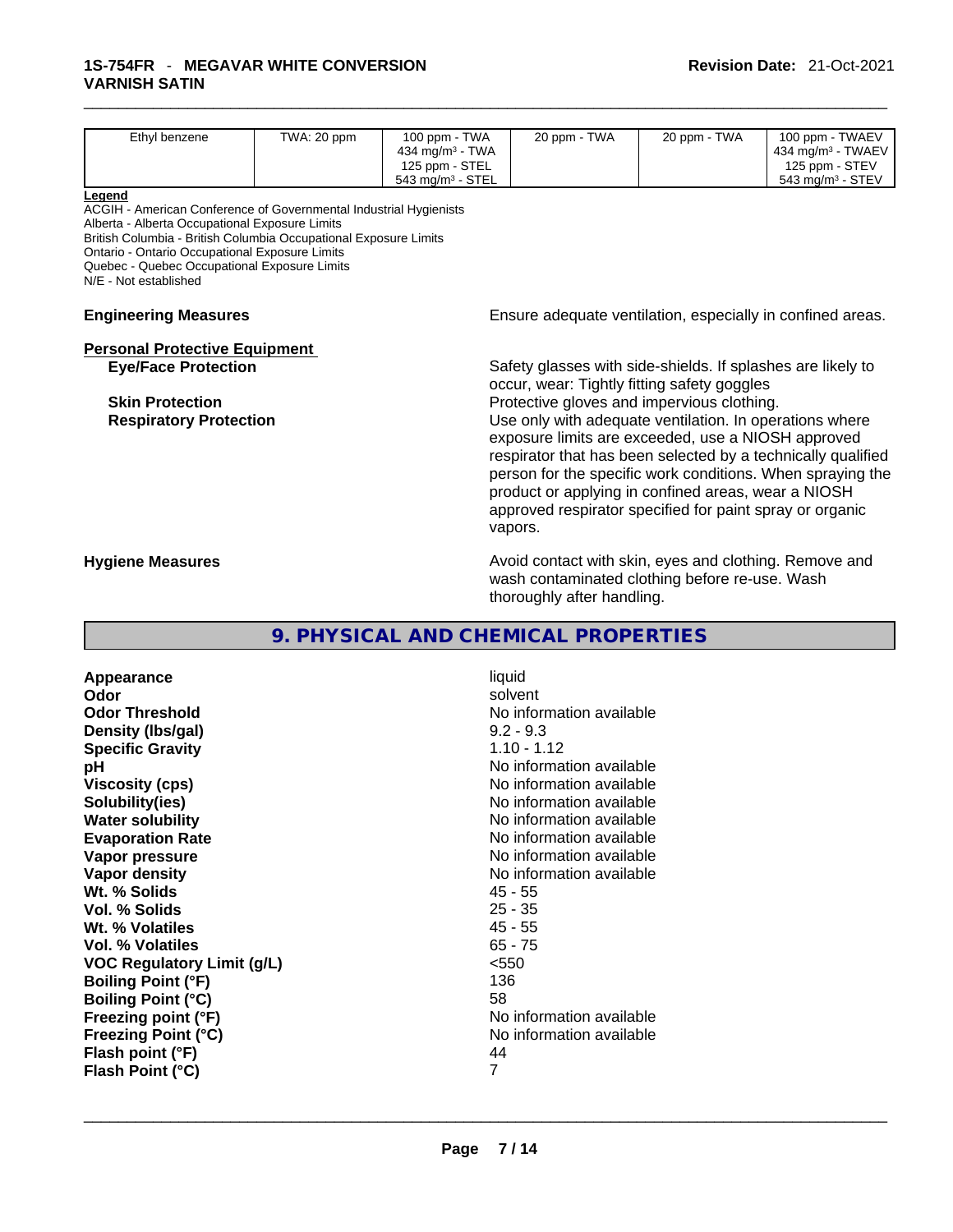| Ethyl benzene | TWA: 20 ppm | 100 ppm - TWA<br>434 mg/m³ - TWA<br>125 ppm - STEL<br>543 mg/m³ - STEL | 20 ppm - TWA | 20 ppm - TWA | 100 ppm - TWAEV<br>434 mg/m³ - TWAEV<br>125 ppm - STEV<br>543 mg/m³ - STEV |
|---|---|---|---|---|---|

**Legend**
ACGIH - American Conference of Governmental Industrial Hygienists
Alberta - Alberta Occupational Exposure Limits
British Columbia - British Columbia Occupational Exposure Limits
Ontario - Ontario Occupational Exposure Limits
Quebec - Quebec Occupational Exposure Limits
N/E - Not established

**Engineering Measures** Ensure adequate ventilation, especially in confined areas.

**Personal Protective Equipment**

**Eye/Face Protection** Safety glasses with side-shields. If splashes are likely to occur, wear: Tightly fitting safety goggles

**Skin Protection** Protective gloves and impervious clothing.

**Respiratory Protection** Use only with adequate ventilation. In operations where exposure limits are exceeded, use a NIOSH approved respirator that has been selected by a technically qualified person for the specific work conditions. When spraying the product or applying in confined areas, wear a NIOSH approved respirator specified for paint spray or organic vapors.

**Hygiene Measures** Avoid contact with skin, eyes and clothing. Remove and wash contaminated clothing before re-use. Wash thoroughly after handling.

## 9. PHYSICAL AND CHEMICAL PROPERTIES

| | |
|---|---|
| **Appearance** | liquid |
| **Odor** | solvent |
| **Odor Threshold** | No information available |
| **Density (lbs/gal)** | 9.2 - 9.3 |
| **Specific Gravity** | 1.10 - 1.12 |
| **pH** | No information available |
| **Viscosity (cps)** | No information available |
| **Solubility(ies)** | No information available |
| **Water solubility** | No information available |
| **Evaporation Rate** | No information available |
| **Vapor pressure** | No information available |
| **Vapor density** | No information available |
| **Wt. % Solids** | 45 - 55 |
| **Vol. % Solids** | 25 - 35 |
| **Wt. % Volatiles** | 45 - 55 |
| **Vol. % Volatiles** | 65 - 75 |
| **VOC Regulatory Limit (g/L)** | <550 |
| **Boiling Point (°F)** | 136 |
| **Boiling Point (°C)** | 58 |
| **Freezing point (°F)** | No information available |
| **Freezing Point (°C)** | No information available |
| **Flash point (°F)** | 44 |
| **Flash Point (°C)** | 7 |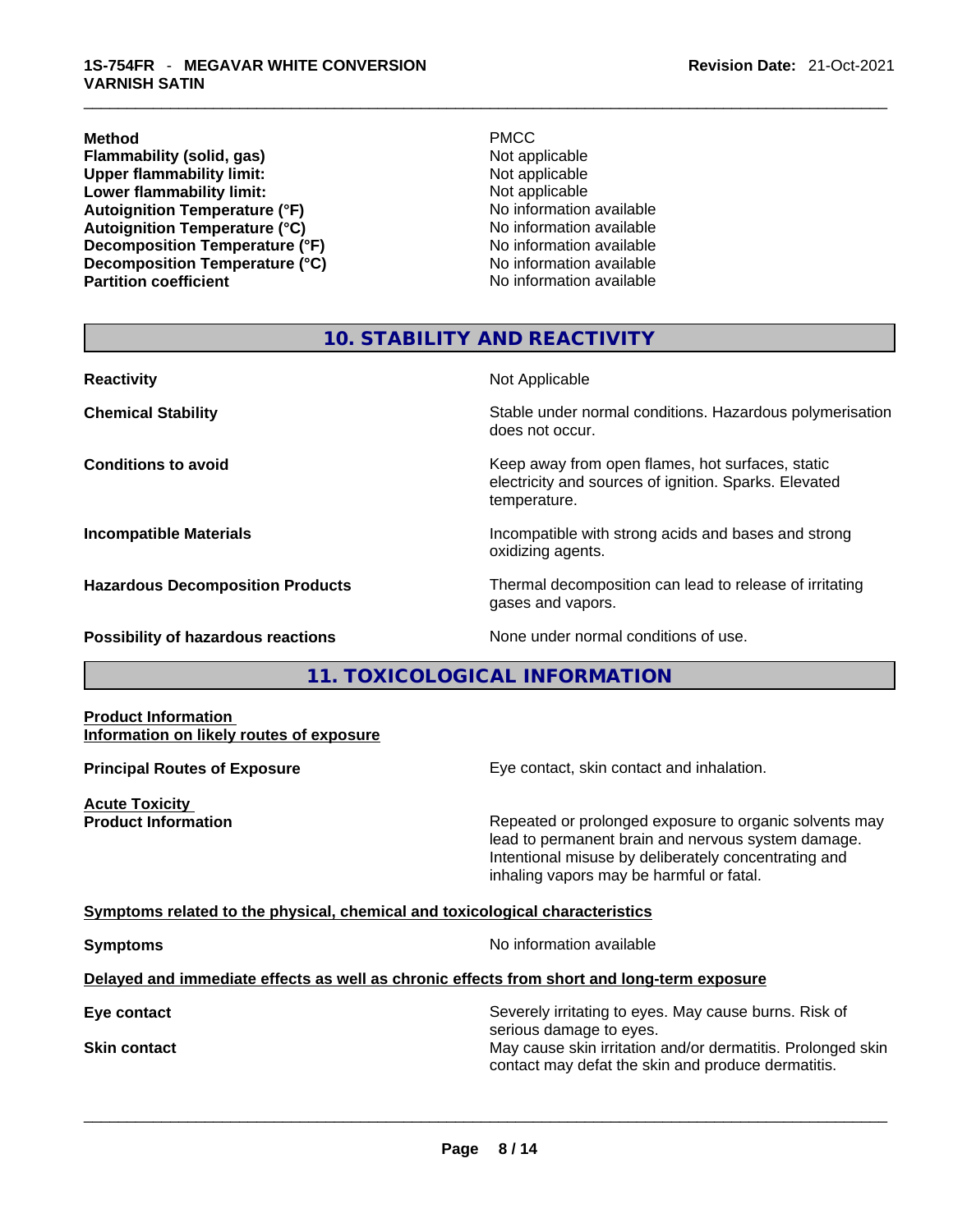| | |
|---|---|
| **Method** | PMCC |
| **Flammability (solid, gas)** | Not applicable |
| **Upper flammability limit:** | Not applicable |
| **Lower flammability limit:** | Not applicable |
| **Autoignition Temperature (°F)** | No information available |
| **Autoignition Temperature (°C)** | No information available |
| **Decomposition Temperature (°F)** | No information available |
| **Decomposition Temperature (°C)** | No information available |
| **Partition coefficient** | No information available |

## 10. STABILITY AND REACTIVITY

| | |
|---|---|
| **Reactivity** | Not Applicable |
| **Chemical Stability** | Stable under normal conditions. Hazardous polymerisation does not occur. |
| **Conditions to avoid** | Keep away from open flames, hot surfaces, static electricity and sources of ignition. Sparks. Elevated temperature. |
| **Incompatible Materials** | Incompatible with strong acids and bases and strong oxidizing agents. |
| **Hazardous Decomposition Products** | Thermal decomposition can lead to release of irritating gases and vapors. |
| **Possibility of hazardous reactions** | None under normal conditions of use. |

## 11. TOXICOLOGICAL INFORMATION

**Product Information**
**Information on likely routes of exposure**

**Principal Routes of Exposure** — Eye contact, skin contact and inhalation.

**Acute Toxicity**
**Product Information** — Repeated or prolonged exposure to organic solvents may lead to permanent brain and nervous system damage. Intentional misuse by deliberately concentrating and inhaling vapors may be harmful or fatal.

**Symptoms related to the physical, chemical and toxicological characteristics**

**Symptoms** — No information available

**Delayed and immediate effects as well as chronic effects from short and long-term exposure**

| | |
|---|---|
| **Eye contact** | Severely irritating to eyes. May cause burns. Risk of serious damage to eyes. |
| **Skin contact** | May cause skin irritation and/or dermatitis. Prolonged skin contact may defat the skin and produce dermatitis. |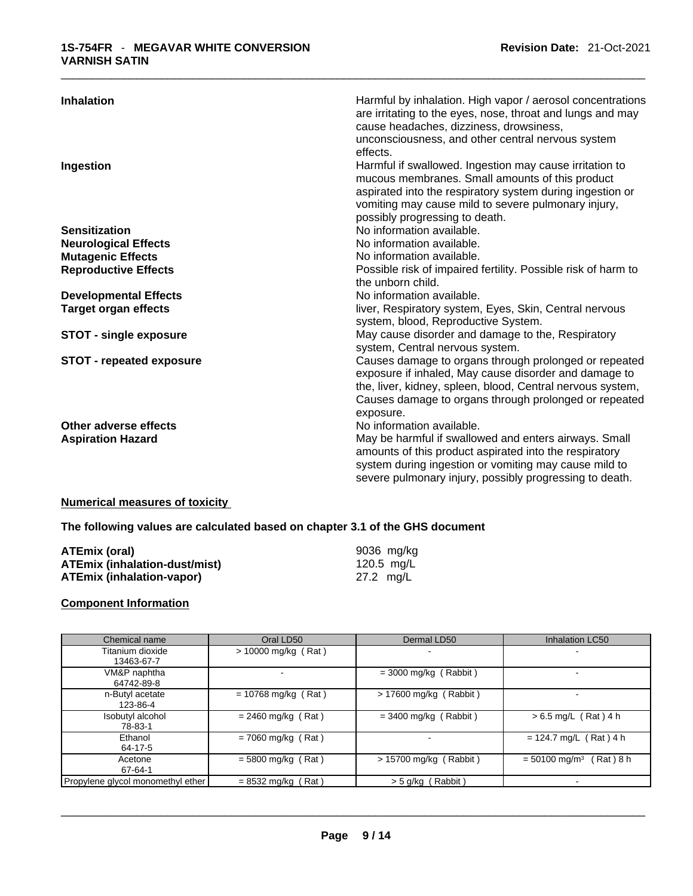| | |
|---|---|
| **Inhalation** | Harmful by inhalation. High vapor / aerosol concentrations are irritating to the eyes, nose, throat and lungs and may cause headaches, dizziness, drowsiness, unconsciousness, and other central nervous system effects. |
| **Ingestion** | Harmful if swallowed. Ingestion may cause irritation to mucous membranes. Small amounts of this product aspirated into the respiratory system during ingestion or vomiting may cause mild to severe pulmonary injury, possibly progressing to death. |
| **Sensitization** | No information available. |
| **Neurological Effects** | No information available. |
| **Mutagenic Effects** | No information available. |
| **Reproductive Effects** | Possible risk of impaired fertility. Possible risk of harm to the unborn child. |
| **Developmental Effects** | No information available. |
| **Target organ effects** | liver, Respiratory system, Eyes, Skin, Central nervous system, blood, Reproductive System. |
| **STOT - single exposure** | May cause disorder and damage to the, Respiratory system, Central nervous system. |
| **STOT - repeated exposure** | Causes damage to organs through prolonged or repeated exposure if inhaled, May cause disorder and damage to the, liver, kidney, spleen, blood, Central nervous system, Causes damage to organs through prolonged or repeated exposure. |
| **Other adverse effects** | No information available. |
| **Aspiration Hazard** | May be harmful if swallowed and enters airways. Small amounts of this product aspirated into the respiratory system during ingestion or vomiting may cause mild to severe pulmonary injury, possibly progressing to death. |

**Numerical measures of toxicity**

**The following values are calculated based on chapter 3.1 of the GHS document**

| | |
|---|---|
| **ATEmix (oral)** | 9036 mg/kg |
| **ATEmix (inhalation-dust/mist)** | 120.5 mg/L |
| **ATEmix (inhalation-vapor)** | 27.2 mg/L |

**Component Information**

| Chemical name | Oral LD50 | Dermal LD50 | Inhalation LC50 |
|---|---|---|---|
| Titanium dioxide<br>13463-67-7 | > 10000 mg/kg ( Rat ) | - | - |
| VM&P naphtha<br>64742-89-8 | - | = 3000 mg/kg ( Rabbit ) | - |
| n-Butyl acetate<br>123-86-4 | = 10768 mg/kg ( Rat ) | > 17600 mg/kg ( Rabbit ) | - |
| Isobutyl alcohol<br>78-83-1 | = 2460 mg/kg ( Rat ) | = 3400 mg/kg ( Rabbit ) | > 6.5 mg/L ( Rat ) 4 h |
| Ethanol<br>64-17-5 | = 7060 mg/kg ( Rat ) | - | = 124.7 mg/L ( Rat ) 4 h |
| Acetone<br>67-64-1 | = 5800 mg/kg ( Rat ) | > 15700 mg/kg ( Rabbit ) | = 50100 mg/m³ ( Rat ) 8 h |
| Propylene glycol monomethyl ether | = 8532 mg/kg ( Rat ) | > 5 g/kg ( Rabbit ) | - |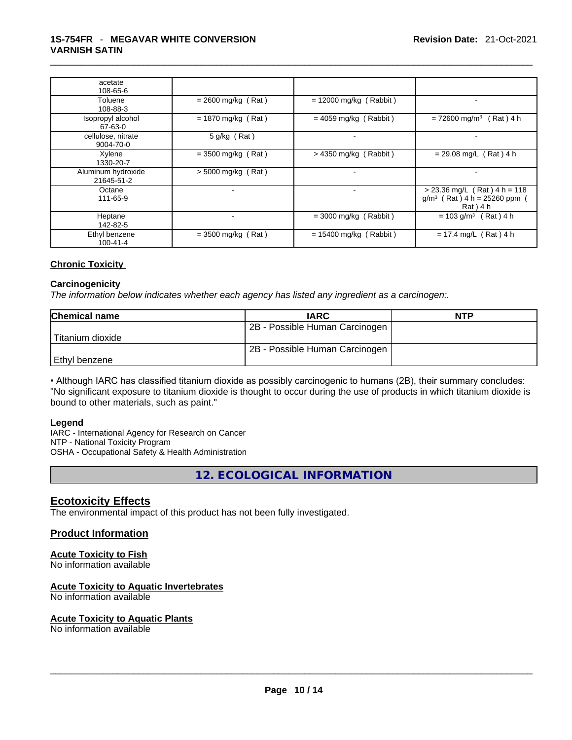| | | | |
|---|---|---|---|
| acetate<br>108-65-6 | | | |
| Toluene<br>108-88-3 | = 2600 mg/kg ( Rat ) | = 12000 mg/kg ( Rabbit ) | - |
| Isopropyl alcohol<br>67-63-0 | = 1870 mg/kg ( Rat ) | = 4059 mg/kg ( Rabbit ) | = 72600 mg/m³ ( Rat ) 4 h |
| cellulose, nitrate<br>9004-70-0 | 5 g/kg ( Rat ) | - | - |
| Xylene<br>1330-20-7 | = 3500 mg/kg ( Rat ) | > 4350 mg/kg ( Rabbit ) | = 29.08 mg/L ( Rat ) 4 h |
| Aluminum hydroxide<br>21645-51-2 | > 5000 mg/kg ( Rat ) | - | - |
| Octane<br>111-65-9 | - | - | > 23.36 mg/L ( Rat ) 4 h = 118 g/m³ ( Rat ) 4 h = 25260 ppm ( Rat ) 4 h |
| Heptane<br>142-82-5 | - | = 3000 mg/kg ( Rabbit ) | = 103 g/m³ ( Rat ) 4 h |
| Ethyl benzene<br>100-41-4 | = 3500 mg/kg ( Rat ) | = 15400 mg/kg ( Rabbit ) | = 17.4 mg/L ( Rat ) 4 h |

### Chronic Toxicity

**Carcinogenicity**

*The information below indicates whether each agency has listed any ingredient as a carcinogen:.*

| Chemical name | IARC | NTP |
|---|---|---|
| Titanium dioxide | 2B - Possible Human Carcinogen | |
| Ethyl benzene | 2B - Possible Human Carcinogen | |

• Although IARC has classified titanium dioxide as possibly carcinogenic to humans (2B), their summary concludes: "No significant exposure to titanium dioxide is thought to occur during the use of products in which titanium dioxide is bound to other materials, such as paint."

**Legend**

IARC - International Agency for Research on Cancer
NTP - National Toxicity Program
OSHA - Occupational Safety & Health Administration

## 12. ECOLOGICAL INFORMATION

### Ecotoxicity Effects

The environmental impact of this product has not been fully investigated.

### Product Information

**Acute Toxicity to Fish**
No information available

**Acute Toxicity to Aquatic Invertebrates**
No information available

**Acute Toxicity to Aquatic Plants**
No information available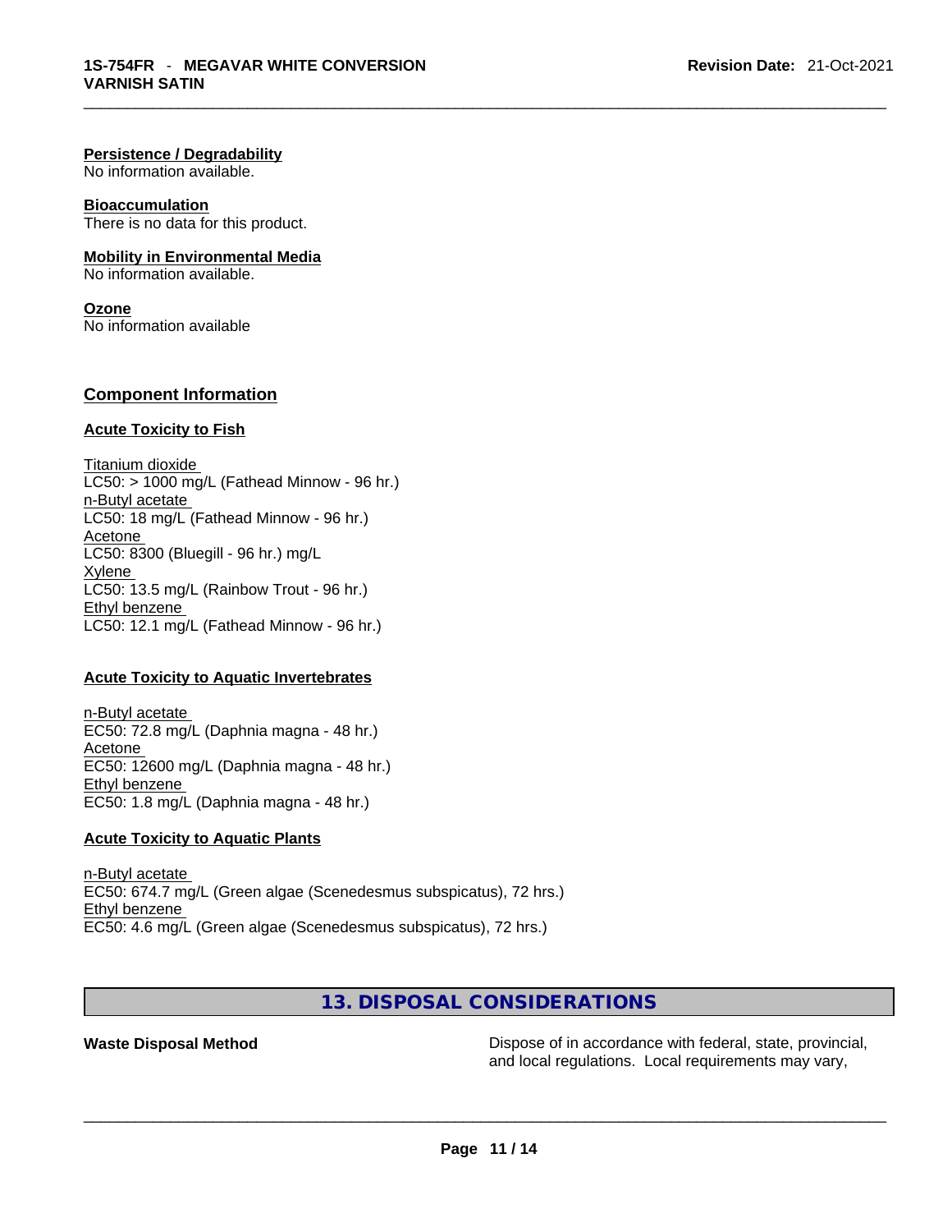**Persistence / Degradability**
No information available.

**Bioaccumulation**
There is no data for this product.

**Mobility in Environmental Media**
No information available.

**Ozone**
No information available

## Component Information

**Acute Toxicity to Fish**

Titanium dioxide
LC50: > 1000 mg/L (Fathead Minnow - 96 hr.)
n-Butyl acetate
LC50: 18 mg/L (Fathead Minnow - 96 hr.)
Acetone
LC50: 8300 (Bluegill - 96 hr.) mg/L
Xylene
LC50: 13.5 mg/L (Rainbow Trout - 96 hr.)
Ethyl benzene
LC50: 12.1 mg/L (Fathead Minnow - 96 hr.)

**Acute Toxicity to Aquatic Invertebrates**

n-Butyl acetate
EC50: 72.8 mg/L (Daphnia magna - 48 hr.)
Acetone
EC50: 12600 mg/L (Daphnia magna - 48 hr.)
Ethyl benzene
EC50: 1.8 mg/L (Daphnia magna - 48 hr.)

**Acute Toxicity to Aquatic Plants**

n-Butyl acetate
EC50: 674.7 mg/L (Green algae (Scenedesmus subspicatus), 72 hrs.)
Ethyl benzene
EC50: 4.6 mg/L (Green algae (Scenedesmus subspicatus), 72 hrs.)

## 13. DISPOSAL CONSIDERATIONS

**Waste Disposal Method** Dispose of in accordance with federal, state, provincial, and local regulations. Local requirements may vary,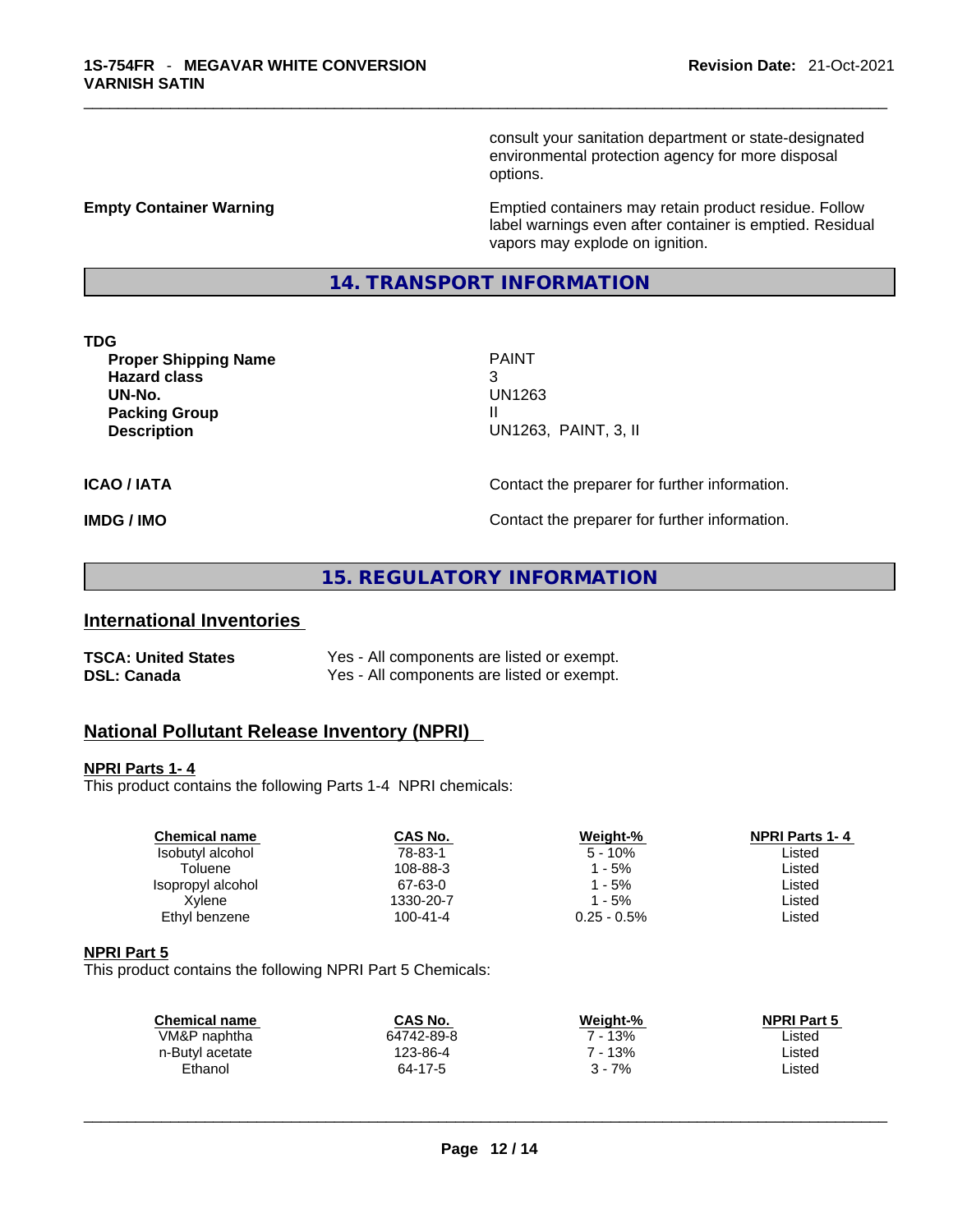consult your sanitation department or state-designated environmental protection agency for more disposal options.

**Empty Container Warning**

Emptied containers may retain product residue. Follow label warnings even after container is emptied. Residual vapors may explode on ignition.

## 14. TRANSPORT INFORMATION

**TDG**

| | |
|---|---|
| **Proper Shipping Name** | PAINT |
| **Hazard class** | 3 |
| **UN-No.** | UN1263 |
| **Packing Group** | II |
| **Description** | UN1263, PAINT, 3, II |

**ICAO / IATA** — Contact the preparer for further information.

**IMDG / IMO** — Contact the preparer for further information.

## 15. REGULATORY INFORMATION

### International Inventories

| | |
|---|---|
| **TSCA: United States** | Yes - All components are listed or exempt. |
| **DSL: Canada** | Yes - All components are listed or exempt. |

### National Pollutant Release Inventory (NPRI)

**NPRI Parts 1- 4**

This product contains the following Parts 1-4 NPRI chemicals:

| Chemical name | CAS No. | Weight-% | NPRI Parts 1- 4 |
|---|---|---|---|
| Isobutyl alcohol | 78-83-1 | 5 - 10% | Listed |
| Toluene | 108-88-3 | 1 - 5% | Listed |
| Isopropyl alcohol | 67-63-0 | 1 - 5% | Listed |
| Xylene | 1330-20-7 | 1 - 5% | Listed |
| Ethyl benzene | 100-41-4 | 0.25 - 0.5% | Listed |

**NPRI Part 5**

This product contains the following NPRI Part 5 Chemicals:

| Chemical name | CAS No. | Weight-% | NPRI Part 5 |
|---|---|---|---|
| VM&P naphtha | 64742-89-8 | 7 - 13% | Listed |
| n-Butyl acetate | 123-86-4 | 7 - 13% | Listed |
| Ethanol | 64-17-5 | 3 - 7% | Listed |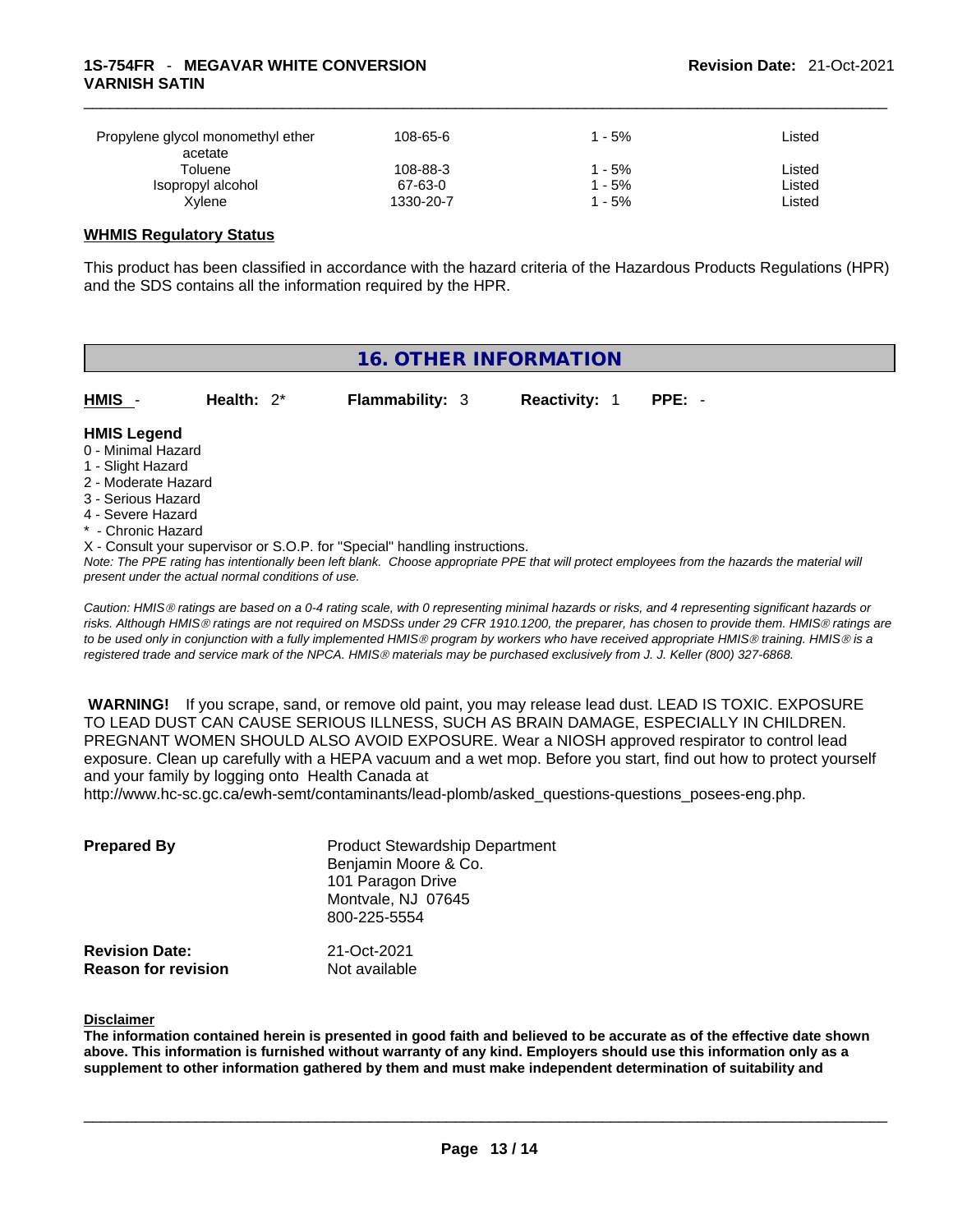| | | | |
|---|---|---|---|
| Propylene glycol monomethyl ether acetate | 108-65-6 | 1 - 5% | Listed |
| Toluene | 108-88-3 | 1 - 5% | Listed |
| Isopropyl alcohol | 67-63-0 | 1 - 5% | Listed |
| Xylene | 1330-20-7 | 1 - 5% | Listed |

**WHMIS Regulatory Status**

This product has been classified in accordance with the hazard criteria of the Hazardous Products Regulations (HPR) and the SDS contains all the information required by the HPR.

## 16. OTHER INFORMATION

**HMIS** - **Health:** 2* **Flammability:** 3 **Reactivity:** 1 **PPE:** -

**HMIS Legend**

0 - Minimal Hazard
1 - Slight Hazard
2 - Moderate Hazard
3 - Serious Hazard
4 - Severe Hazard
* - Chronic Hazard
X - Consult your supervisor or S.O.P. for "Special" handling instructions.

*Note: The PPE rating has intentionally been left blank. Choose appropriate PPE that will protect employees from the hazards the material will present under the actual normal conditions of use.*

*Caution: HMIS® ratings are based on a 0-4 rating scale, with 0 representing minimal hazards or risks, and 4 representing significant hazards or risks. Although HMIS® ratings are not required on MSDSs under 29 CFR 1910.1200, the preparer, has chosen to provide them. HMIS® ratings are to be used only in conjunction with a fully implemented HMIS® program by workers who have received appropriate HMIS® training. HMIS® is a registered trade and service mark of the NPCA. HMIS® materials may be purchased exclusively from J. J. Keller (800) 327-6868.*

**WARNING!** If you scrape, sand, or remove old paint, you may release lead dust. LEAD IS TOXIC. EXPOSURE TO LEAD DUST CAN CAUSE SERIOUS ILLNESS, SUCH AS BRAIN DAMAGE, ESPECIALLY IN CHILDREN. PREGNANT WOMEN SHOULD ALSO AVOID EXPOSURE. Wear a NIOSH approved respirator to control lead exposure. Clean up carefully with a HEPA vacuum and a wet mop. Before you start, find out how to protect yourself and your family by logging onto Health Canada at http://www.hc-sc.gc.ca/ewh-semt/contaminants/lead-plomb/asked_questions-questions_posees-eng.php.

**Prepared By**

Product Stewardship Department
Benjamin Moore & Co.
101 Paragon Drive
Montvale, NJ 07645
800-225-5554

**Revision Date:** 21-Oct-2021
**Reason for revision** Not available

**Disclaimer**

**The information contained herein is presented in good faith and believed to be accurate as of the effective date shown above. This information is furnished without warranty of any kind. Employers should use this information only as a supplement to other information gathered by them and must make independent determination of suitability and**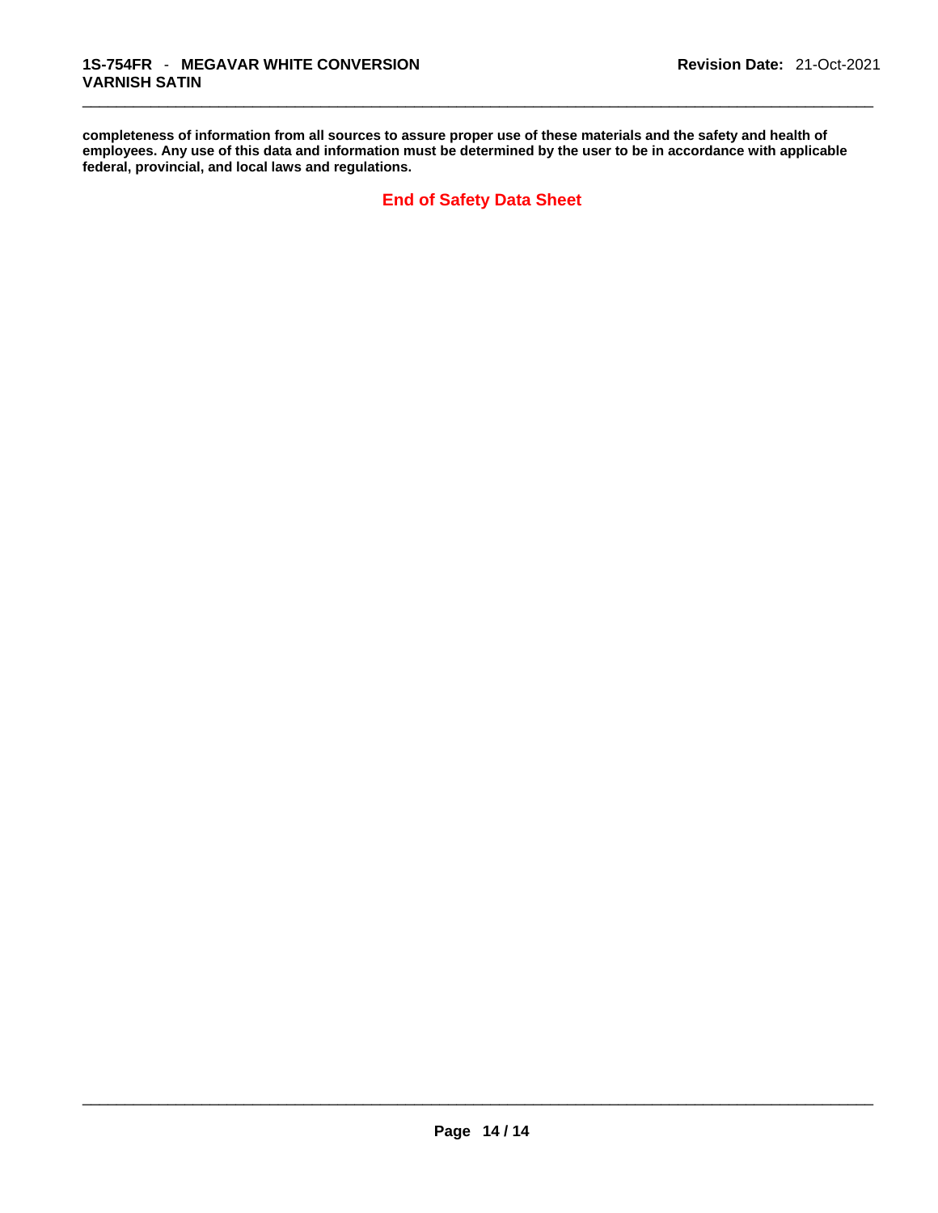**completeness of information from all sources to assure proper use of these materials and the safety and health of employees. Any use of this data and information must be determined by the user to be in accordance with applicable federal, provincial, and local laws and regulations.**

**End of Safety Data Sheet**